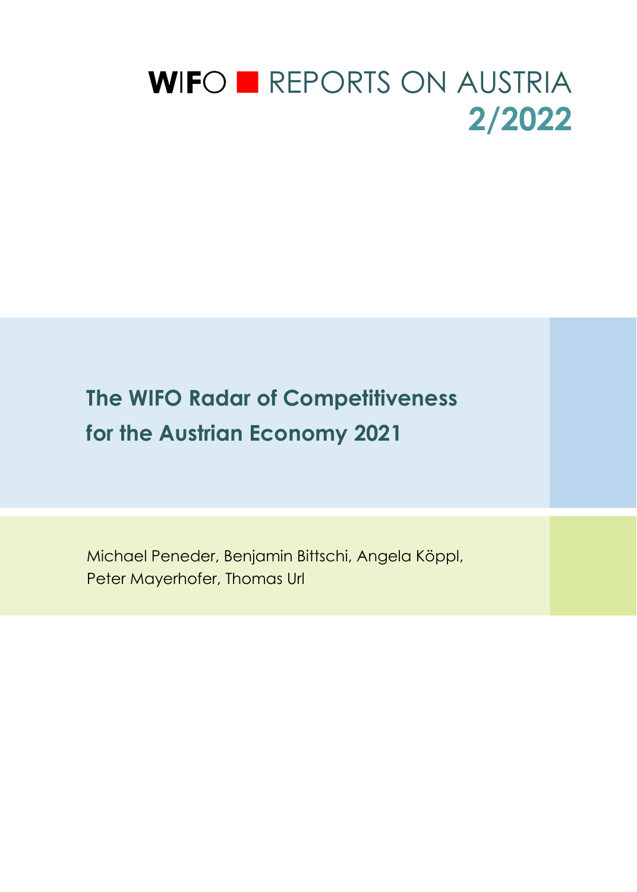# WIFO ■ REPORTS ON AUSTRIA 2/2022

## The WIFO Radar of Competitiveness for the Austrian Economy 2021

Michael Peneder, Benjamin Bittschi, Angela Köppl, Peter Mayerhofer, Thomas Url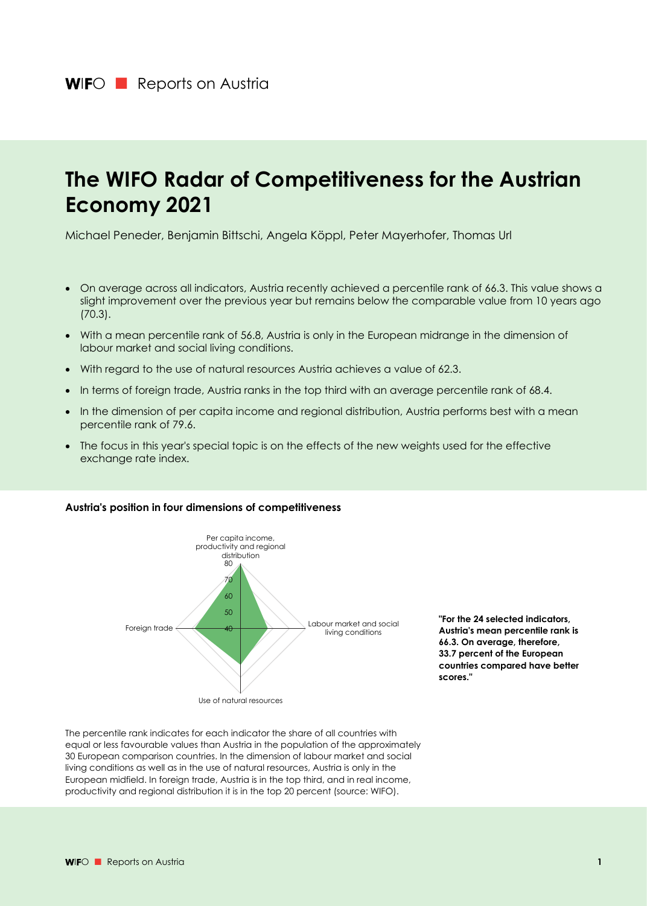# The WIFO Radar of Competitiveness for the Austrian Economy 2021

Michael Peneder, Benjamin Bittschi, Angela Köppl, Peter Mayerhofer, Thomas Url

- On average across all indicators, Austria recently achieved a percentile rank of 66.3. This value shows a slight improvement over the previous year but remains below the comparable value from 10 years ago (70.3).
- With a mean percentile rank of 56.8, Austria is only in the European midrange in the dimension of labour market and social living conditions.
- With regard to the use of natural resources Austria achieves a value of 62.3.
- In terms of foreign trade, Austria ranks in the top third with an average percentile rank of 68.4.
- In the dimension of per capita income and regional distribution, Austria performs best with a mean percentile rank of 79.6.
- The focus in this year's special topic is on the effects of the new weights used for the effective exchange rate index.

**Austria's position in four dimensions of competitiveness**

**"For the 24 selected indicators, Austria's mean percentile rank is 66.3. On average, therefore, 33.7 percent of the European countries compared have better scores."**

The percentile rank indicates for each indicator the share of all countries with equal or less favourable values than Austria in the population of the approximately 30 European comparison countries. In the dimension of labour market and social living conditions as well as in the use of natural resources, Austria is only in the European midfield. In foreign trade, Austria is in the top third, and in real income, productivity and regional distribution it is in the top 20 percent (source: WIFO).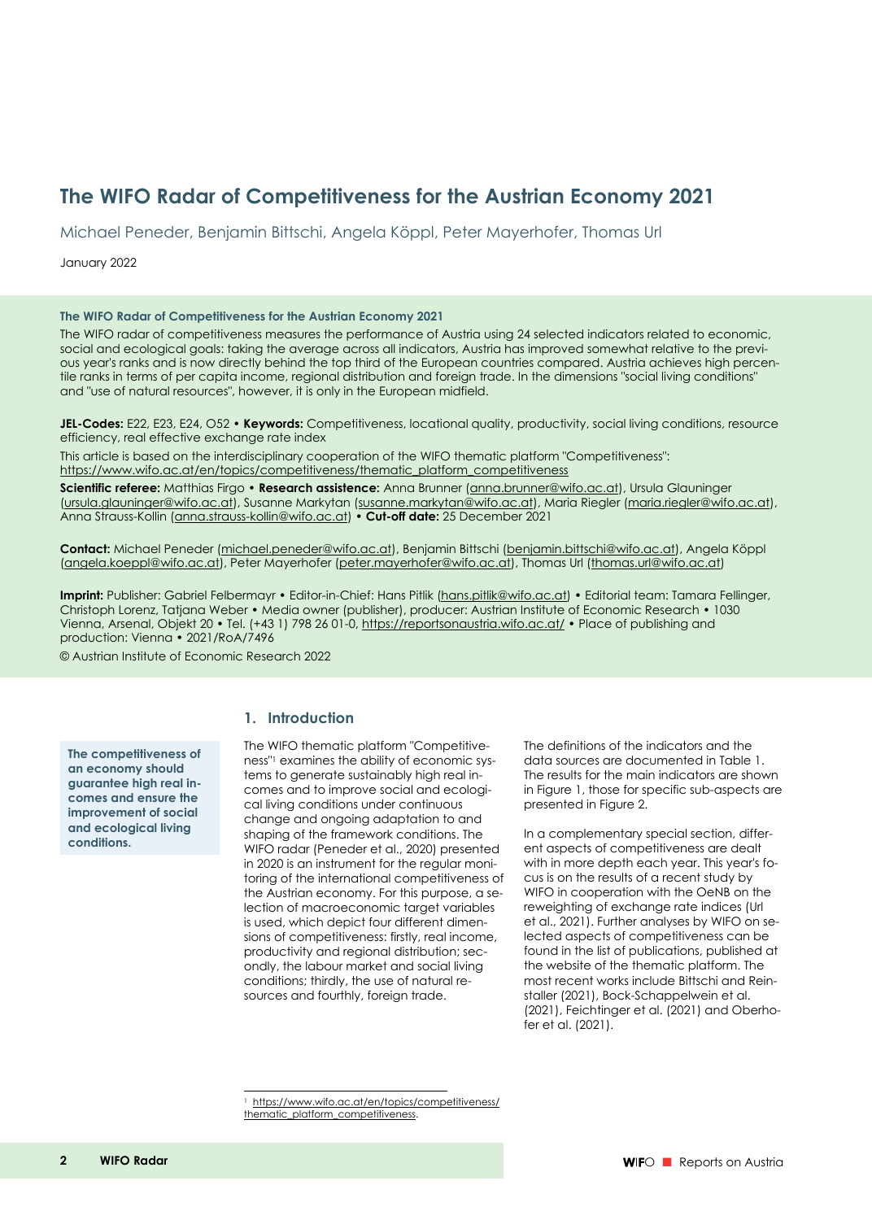# The WIFO Radar of Competitiveness for the Austrian Economy 2021

Michael Peneder, Benjamin Bittschi, Angela Köppl, Peter Mayerhofer, Thomas Url

January 2022

**The WIFO Radar of Competitiveness for the Austrian Economy 2021**

The WIFO radar of competitiveness measures the performance of Austria using 24 selected indicators related to economic, social and ecological goals: taking the average across all indicators, Austria has improved somewhat relative to the previous year's ranks and is now directly behind the top third of the European countries compared. Austria achieves high percentile ranks in terms of per capita income, regional distribution and foreign trade. In the dimensions "social living conditions" and "use of natural resources", however, it is only in the European midfield.

**JEL-Codes:** E22, E23, E24, O52 • **Keywords:** Competitiveness, locational quality, productivity, social living conditions, resource efficiency, real effective exchange rate index

This article is based on the interdisciplinary cooperation of the WIFO thematic platform "Competitiveness": https://www.wifo.ac.at/en/topics/competitiveness/thematic_platform_competitiveness

**Scientific referee:** Matthias Firgo • **Research assistence:** Anna Brunner (anna.brunner@wifo.ac.at), Ursula Glauninger (ursula.glauninger@wifo.ac.at), Susanne Markytan (susanne.markytan@wifo.ac.at), Maria Riegler (maria.riegler@wifo.ac.at), Anna Strauss-Kollin (anna.strauss-kollin@wifo.ac.at) • **Cut-off date:** 25 December 2021

**Contact:** Michael Peneder (michael.peneder@wifo.ac.at), Benjamin Bittschi (benjamin.bittschi@wifo.ac.at), Angela Köppl (angela.koeppl@wifo.ac.at), Peter Mayerhofer (peter.mayerhofer@wifo.ac.at), Thomas Url (thomas.url@wifo.ac.at)

**Imprint:** Publisher: Gabriel Felbermayr • Editor-in-Chief: Hans Pitlik (hans.pitlik@wifo.ac.at) • Editorial team: Tamara Fellinger, Christoph Lorenz, Tatjana Weber • Media owner (publisher), producer: Austrian Institute of Economic Research • 1030 Vienna, Arsenal, Objekt 20 • Tel. (+43 1) 798 26 01-0, https://reportsonaustria.wifo.ac.at/ • Place of publishing and production: Vienna • 2021/RoA/7496

© Austrian Institute of Economic Research 2022

## 1. Introduction

**The competitiveness of an economy should guarantee high real incomes and ensure the improvement of social and ecological living conditions.**

The WIFO thematic platform "Competitiveness"[1] examines the ability of economic systems to generate sustainably high real incomes and to improve social and ecological living conditions under continuous change and ongoing adaptation to and shaping of the framework conditions. The WIFO radar (Peneder et al., 2020) presented in 2020 is an instrument for the regular monitoring of the international competitiveness of the Austrian economy. For this purpose, a selection of macroeconomic target variables is used, which depict four different dimensions of competitiveness: firstly, real income, productivity and regional distribution; secondly, the labour market and social living conditions; thirdly, the use of natural resources and fourthly, foreign trade.

The definitions of the indicators and the data sources are documented in Table 1. The results for the main indicators are shown in Figure 1, those for specific sub-aspects are presented in Figure 2.

In a complementary special section, different aspects of competitiveness are dealt with in more depth each year. This year's focus is on the results of a recent study by WIFO in cooperation with the OeNB on the reweighting of exchange rate indices (Url et al., 2021). Further analyses by WIFO on selected aspects of competitiveness can be found in the list of publications, published at the website of the thematic platform. The most recent works include Bittschi and Reinstaller (2021), Bock-Schappelwein et al. (2021), Feichtinger et al. (2021) and Oberhofer et al. (2021).

[1] https://www.wifo.ac.at/en/topics/competitiveness/thematic_platform_competitiveness.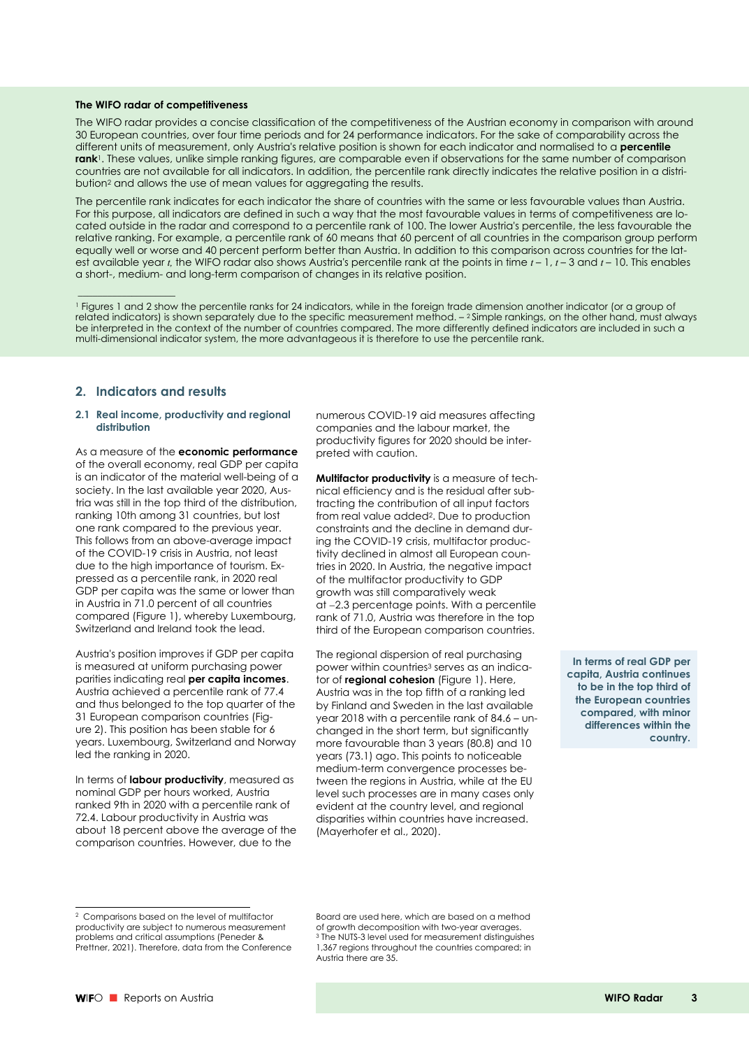**The WIFO radar of competitiveness**

The WIFO radar provides a concise classification of the competitiveness of the Austrian economy in comparison with around 30 European countries, over four time periods and for 24 performance indicators. For the sake of comparability across the different units of measurement, only Austria's relative position is shown for each indicator and normalised to a **percentile rank**[1]. These values, unlike simple ranking figures, are comparable even if observations for the same number of comparison countries are not available for all indicators. In addition, the percentile rank directly indicates the relative position in a distribution[2] and allows the use of mean values for aggregating the results.

The percentile rank indicates for each indicator the share of countries with the same or less favourable values than Austria. For this purpose, all indicators are defined in such a way that the most favourable values in terms of competitiveness are located outside in the radar and correspond to a percentile rank of 100. The lower Austria's percentile, the less favourable the relative ranking. For example, a percentile rank of 60 means that 60 percent of all countries in the comparison group perform equally well or worse and 40 percent perform better than Austria. In addition to this comparison across countries for the latest available year $t$, the WIFO radar also shows Austria's percentile rank at the points in time $t-1$, $t-3$ and $t-10$. This enables a short-, medium- and long-term comparison of changes in its relative position.

[1] Figures 1 and 2 show the percentile ranks for 24 indicators, while in the foreign trade dimension another indicator (or a group of related indicators) is shown separately due to the specific measurement method. – [2] Simple rankings, on the other hand, must always be interpreted in the context of the number of countries compared. The more differently defined indicators are included in such a multi-dimensional indicator system, the more advantageous it is therefore to use the percentile rank.

## 2. Indicators and results

### 2.1 Real income, productivity and regional distribution

As a measure of the **economic performance** of the overall economy, real GDP per capita is an indicator of the material well-being of a society. In the last available year 2020, Austria was still in the top third of the distribution, ranking 10th among 31 countries, but lost one rank compared to the previous year. This follows from an above-average impact of the COVID-19 crisis in Austria, not least due to the high importance of tourism. Expressed as a percentile rank, in 2020 real GDP per capita was the same or lower than in Austria in 71.0 percent of all countries compared (Figure 1), whereby Luxembourg, Switzerland and Ireland took the lead.

Austria's position improves if GDP per capita is measured at uniform purchasing power parities indicating real **per capita incomes**. Austria achieved a percentile rank of 77.4 and thus belonged to the top quarter of the 31 European comparison countries (Figure 2). This position has been stable for 6 years. Luxembourg, Switzerland and Norway led the ranking in 2020.

In terms of **labour productivity**, measured as nominal GDP per hours worked, Austria ranked 9th in 2020 with a percentile rank of 72.4. Labour productivity in Austria was about 18 percent above the average of the comparison countries. However, due to the numerous COVID-19 aid measures affecting companies and the labour market, the productivity figures for 2020 should be interpreted with caution.

**Multifactor productivity** is a measure of technical efficiency and is the residual after subtracting the contribution of all input factors from real value added[2]. Due to production constraints and the decline in demand during the COVID-19 crisis, multifactor productivity declined in almost all European countries in 2020. In Austria, the negative impact of the multifactor productivity to GDP growth was still comparatively weak at –2.3 percentage points. With a percentile rank of 71.0, Austria was therefore in the top third of the European comparison countries.

The regional dispersion of real purchasing power within countries[3] serves as an indicator of **regional cohesion** (Figure 1). Here, Austria was in the top fifth of a ranking led by Finland and Sweden in the last available year 2018 with a percentile rank of 84.6 – unchanged in the short term, but significantly more favourable than 3 years (80.8) and 10 years (73.1) ago. This points to noticeable medium-term convergence processes between the regions in Austria, while at the EU level such processes are in many cases only evident at the country level, and regional disparities within countries have increased. (Mayerhofer et al., 2020).

**In terms of real GDP per capita, Austria continues to be in the top third of the European countries compared, with minor differences within the country.**

[2] Comparisons based on the level of multifactor productivity are subject to numerous measurement problems and critical assumptions (Peneder & Prettner, 2021). Therefore, data from the Conference Board are used here, which are based on a method of growth decomposition with two-year averages.
[3] The NUTS-3 level used for measurement distinguishes 1,367 regions throughout the countries compared; in Austria there are 35.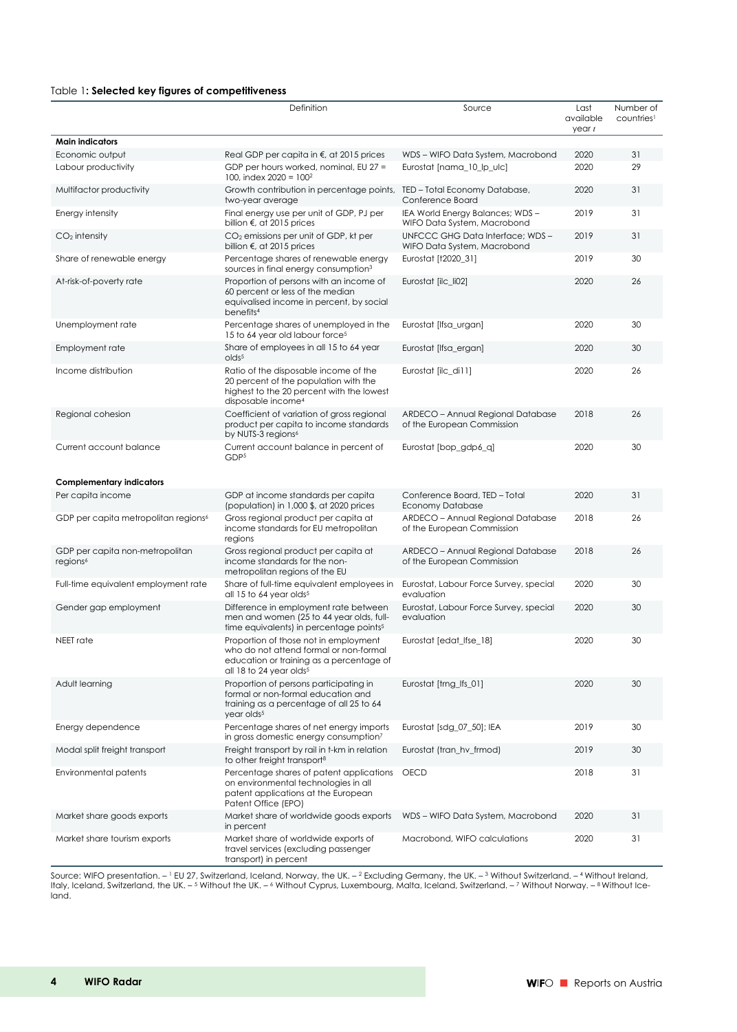Table 1: **Selected key figures of competitiveness**

| | Definition | Source | Last available year t | Number of countries[1] |
|---|---|---|---|---|
| **Main indicators** | | | | |
| Economic output | Real GDP per capita in €, at 2015 prices | WDS – WIFO Data System, Macrobond | 2020 | 31 |
| Labour productivity | GDP per hours worked, nominal, EU 27 = 100, index 2020 = 100[2] | Eurostat [nama_10_lp_ulc] | 2020 | 29 |
| Multifactor productivity | Growth contribution in percentage points, two-year average | TED – Total Economy Database, Conference Board | 2020 | 31 |
| Energy intensity | Final energy use per unit of GDP, PJ per billion €, at 2015 prices | IEA World Energy Balances; WDS – WIFO Data System, Macrobond | 2019 | 31 |
| $CO_2$ intensity | $CO_2$ emissions per unit of GDP, kt per billion €, at 2015 prices | UNFCCC GHG Data Interface; WDS – WIFO Data System, Macrobond | 2019 | 31 |
| Share of renewable energy | Percentage shares of renewable energy sources in final energy consumption[3] | Eurostat [t2020_31] | 2019 | 30 |
| At-risk-of-poverty rate | Proportion of persons with an income of 60 percent or less of the median equivalised income in percent, by social benefits[4] | Eurostat [ilc_li02] | 2020 | 26 |
| Unemployment rate | Percentage shares of unemployed in the 15 to 64 year old labour force[5] | Eurostat [lfsa_urgan] | 2020 | 30 |
| Employment rate | Share of employees in all 15 to 64 year olds[5] | Eurostat [lfsa_ergan] | 2020 | 30 |
| Income distribution | Ratio of the disposable income of the 20 percent of the population with the highest to the 20 percent with the lowest disposable income[4] | Eurostat [ilc_di11] | 2020 | 26 |
| Regional cohesion | Coefficient of variation of gross regional product per capita to income standards by NUTS-3 regions[6] | ARDECO – Annual Regional Database of the European Commission | 2018 | 26 |
| Current account balance | Current account balance in percent of GDP[5] | Eurostat [bop_gdp6_q] | 2020 | 30 |
| **Complementary indicators** | | | | |
| Per capita income | GDP at income standards per capita (population) in 1,000 $, at 2020 prices | Conference Board, TED – Total Economy Database | 2020 | 31 |
| GDP per capita metropolitan regions[6] | Gross regional product per capita at income standards for EU metropolitan regions | ARDECO – Annual Regional Database of the European Commission | 2018 | 26 |
| GDP per capita non-metropolitan regions[6] | Gross regional product per capita at income standards for the non-metropolitan regions of the EU | ARDECO – Annual Regional Database of the European Commission | 2018 | 26 |
| Full-time equivalent employment rate | Share of full-time equivalent employees in all 15 to 64 year olds[5] | Eurostat, Labour Force Survey, special evaluation | 2020 | 30 |
| Gender gap employment | Difference in employment rate between men and women (25 to 44 year olds, full-time equivalents) in percentage points[5] | Eurostat, Labour Force Survey, special evaluation | 2020 | 30 |
| NEET rate | Proportion of those not in employment who do not attend formal or non-formal education or training as a percentage of all 18 to 24 year olds[5] | Eurostat [edat_lfse_18] | 2020 | 30 |
| Adult learning | Proportion of persons participating in formal or non-formal education and training as a percentage of all 25 to 64 year olds[5] | Eurostat [trng_lfs_01] | 2020 | 30 |
| Energy dependence | Percentage shares of net energy imports in gross domestic energy consumption[7] | Eurostat [sdg_07_50]; IEA | 2019 | 30 |
| Modal split freight transport | Freight transport by rail in t-km in relation to other freight transport[8] | Eurostat (tran_hv_frmod) | 2019 | 30 |
| Environmental patents | Percentage shares of patent applications on environmental technologies in all patent applications at the European Patent Office (EPO) | OECD | 2018 | 31 |
| Market share goods exports | Market share of worldwide goods exports in percent | WDS – WIFO Data System, Macrobond | 2020 | 31 |
| Market share tourism exports | Market share of worldwide exports of travel services (excluding passenger transport) in percent | Macrobond, WIFO calculations | 2020 | 31 |

Source: WIFO presentation. – [1] EU 27, Switzerland, Iceland, Norway, the UK. – [2] Excluding Germany, the UK. – [3] Without Switzerland. – [4] Without Ireland, Italy, Iceland, Switzerland, the UK. – [5] Without the UK. – [6] Without Cyprus, Luxembourg, Malta, Iceland, Switzerland. – [7] Without Norway. – [8] Without Iceland.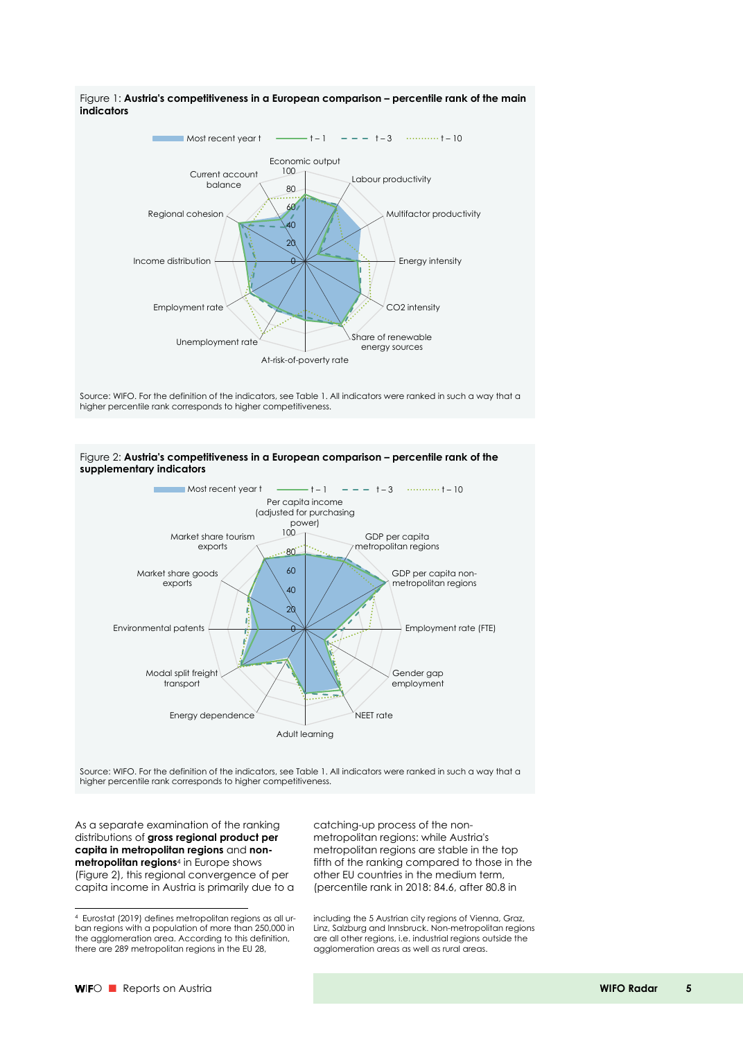Figure 1: **Austria's competitiveness in a European comparison – percentile rank of the main indicators**

Source: WIFO. For the definition of the indicators, see Table 1. All indicators were ranked in such a way that a higher percentile rank corresponds to higher competitiveness.

Figure 2: **Austria's competitiveness in a European comparison – percentile rank of the supplementary indicators**

Source: WIFO. For the definition of the indicators, see Table 1. All indicators were ranked in such a way that a higher percentile rank corresponds to higher competitiveness.

As a separate examination of the ranking distributions of **gross regional product per capita in metropolitan regions** and **non-metropolitan regions**[4] in Europe shows (Figure 2), this regional convergence of per capita income in Austria is primarily due to a catching-up process of the non-metropolitan regions: while Austria's metropolitan regions are stable in the top fifth of the ranking compared to those in the other EU countries in the medium term, (percentile rank in 2018: 84.6, after 80.8 in

[4] Eurostat (2019) defines metropolitan regions as all urban regions with a population of more than 250,000 in the agglomeration area. According to this definition, there are 289 metropolitan regions in the EU 28, including the 5 Austrian city regions of Vienna, Graz, Linz, Salzburg and Innsbruck. Non-metropolitan regions are all other regions, i.e. industrial regions outside the agglomeration areas as well as rural areas.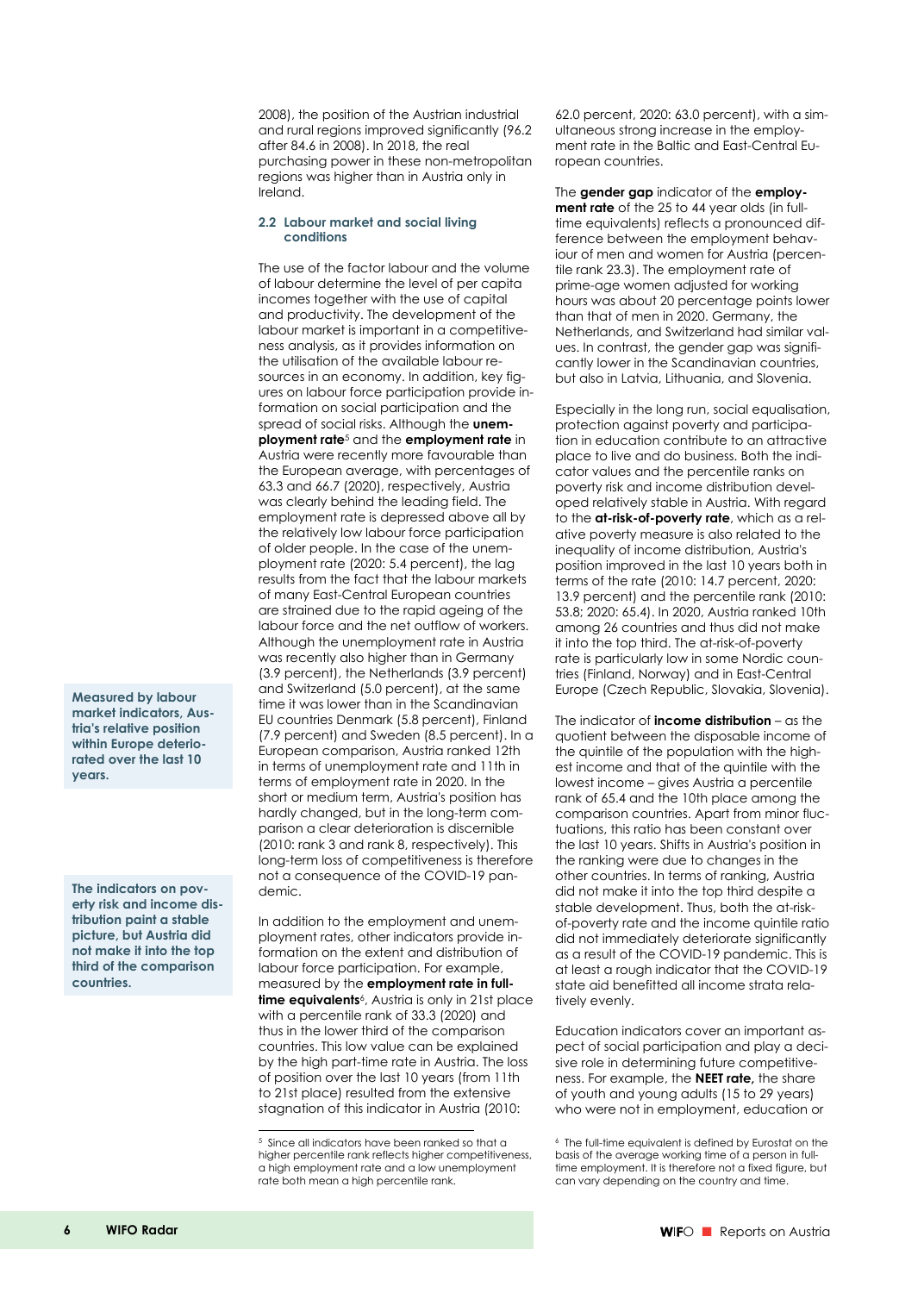2008), the position of the Austrian industrial and rural regions improved significantly (96.2 after 84.6 in 2008). In 2018, the real purchasing power in these non-metropolitan regions was higher than in Austria only in Ireland.

### 2.2 Labour market and social living conditions

The use of the factor labour and the volume of labour determine the level of per capita incomes together with the use of capital and productivity. The development of the labour market is important in a competitiveness analysis, as it provides information on the utilisation of the available labour resources in an economy. In addition, key figures on labour force participation provide information on social participation and the spread of social risks. Although the **unemployment rate**[5] and the **employment rate** in Austria were recently more favourable than the European average, with percentages of 63.3 and 66.7 (2020), respectively, Austria was clearly behind the leading field. The employment rate is depressed above all by the relatively low labour force participation of older people. In the case of the unemployment rate (2020: 5.4 percent), the lag results from the fact that the labour markets of many East-Central European countries are strained due to the rapid ageing of the labour force and the net outflow of workers. Although the unemployment rate in Austria was recently also higher than in Germany (3.9 percent), the Netherlands (3.9 percent) and Switzerland (5.0 percent), at the same time it was lower than in the Scandinavian EU countries Denmark (5.8 percent), Finland (7.9 percent) and Sweden (8.5 percent). In a European comparison, Austria ranked 12th in terms of unemployment rate and 11th in terms of employment rate in 2020. In the short or medium term, Austria's position has hardly changed, but in the long-term comparison a clear deterioration is discernible (2010: rank 3 and rank 8, respectively). This long-term loss of competitiveness is therefore not a consequence of the COVID-19 pandemic.

**Measured by labour market indicators, Austria's relative position within Europe deteriorated over the last 10 years.**

In addition to the employment and unemployment rates, other indicators provide information on the extent and distribution of labour force participation. For example, measured by the **employment rate in full-time equivalents**[6], Austria is only in 21st place with a percentile rank of 33.3 (2020) and thus in the lower third of the comparison countries. This low value can be explained by the high part-time rate in Austria. The loss of position over the last 10 years (from 11th to 21st place) resulted from the extensive stagnation of this indicator in Austria (2010: 62.0 percent, 2020: 63.0 percent), with a simultaneously strong increase in the employment rate in the Baltic and East-Central European countries.

The **gender gap** indicator of the **employment rate** of the 25 to 44 year olds (in full-time equivalents) reflects a pronounced difference between the employment behaviour of men and women for Austria (percentile rank 23.3). The employment rate of prime-age women adjusted for working hours was about 20 percentage points lower than that of men in 2020. Germany, the Netherlands, and Switzerland had similar values. In contrast, the gender gap was significantly lower in the Scandinavian countries, but also in Latvia, Lithuania, and Slovenia.

**The indicators on poverty risk and income distribution paint a stable picture, but Austria did not make it into the top third of the comparison countries.**

Especially in the long run, social equalisation, protection against poverty and participation in education contribute to an attractive place to live and do business. Both the indicator values and the percentile ranks on poverty risk and income distribution developed relatively stable in Austria. With regard to the **at-risk-of-poverty rate**, which as a relative poverty measure is also related to the inequality of income distribution, Austria's position improved in the last 10 years both in terms of the rate (2010: 14.7 percent, 2020: 13.9 percent) and the percentile rank (2010: 53.8; 2020: 65.4). In 2020, Austria ranked 10th among 26 countries and thus did not make it into the top third. The at-risk-of-poverty rate is particularly low in some Nordic countries (Finland, Norway) and in East-Central Europe (Czech Republic, Slovakia, Slovenia).

The indicator of **income distribution** – as the quotient between the disposable income of the quintile of the population with the highest income and that of the quintile with the lowest income – gives Austria a percentile rank of 65.4 and the 10th place among the comparison countries. Apart from minor fluctuations, this ratio has been constant over the last 10 years. Shifts in Austria's position in the ranking were due to changes in the other countries. In terms of ranking, Austria did not make it into the top third despite a stable development. Thus, both the at-risk-of-poverty rate and the income quintile ratio did not immediately deteriorate significantly as a result of the COVID-19 pandemic. This is at least a rough indicator that the COVID-19 state aid benefitted all income strata relatively evenly.

Education indicators cover an important aspect of social participation and play a decisive role in determining future competitiveness. For example, the **NEET rate,** the share of youth and young adults (15 to 29 years) who were not in employment, education or

---

[5] Since all indicators have been ranked so that a higher percentile rank reflects higher competitiveness, a high employment rate and a low unemployment rate both mean a high percentile rank.

[6] The full-time equivalent is defined by Eurostat on the basis of the average working time of a person in full-time employment. It is therefore not a fixed figure, but can vary depending on the country and time.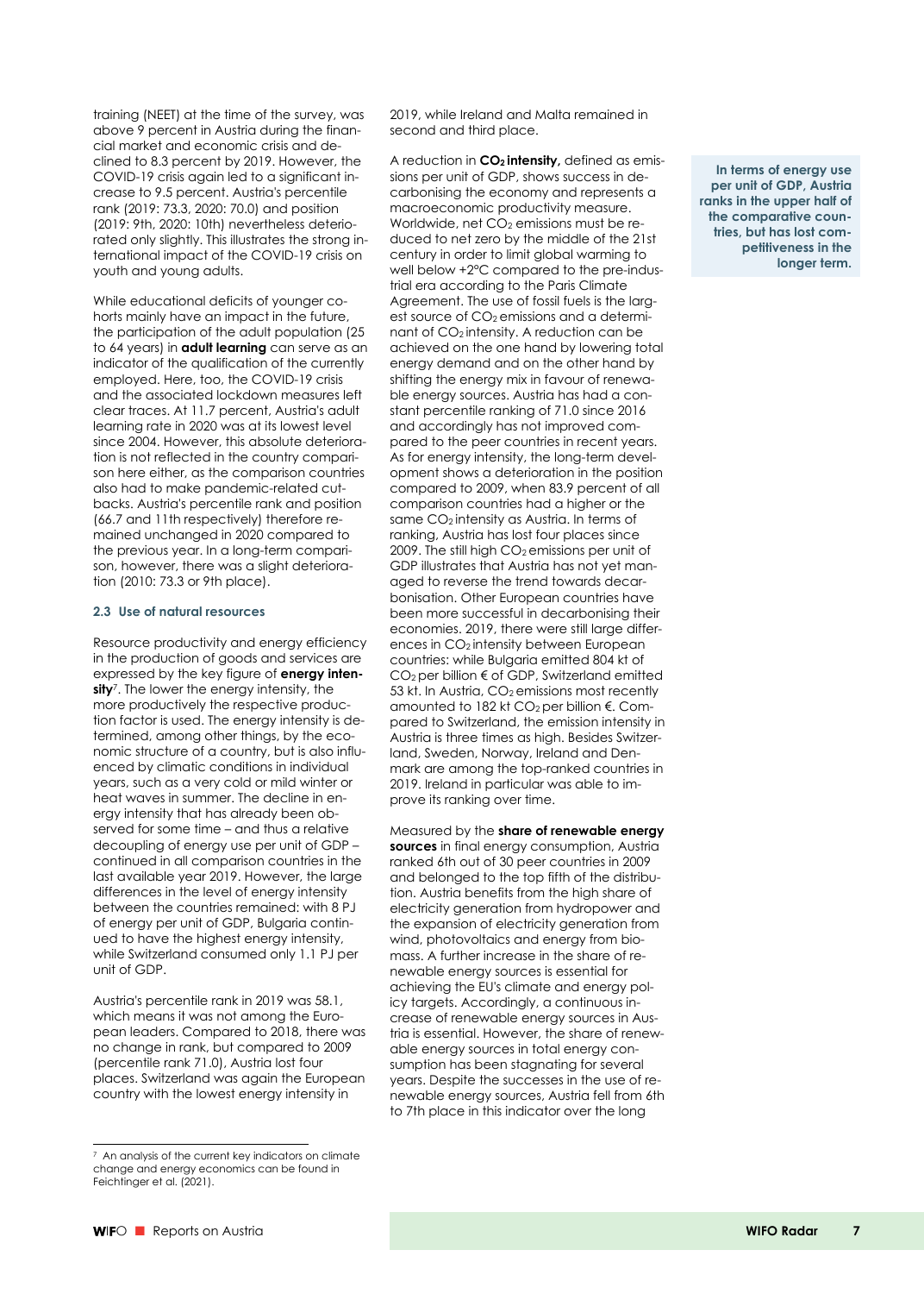training (NEET) at the time of the survey, was above 9 percent in Austria during the financial market and economic crisis and declined to 8.3 percent by 2019. However, the COVID-19 crisis again led to a significant increase to 9.5 percent. Austria's percentile rank (2019: 73.3, 2020: 70.0) and position (2019: 9th, 2020: 10th) nevertheless deteriorated only slightly. This illustrates the strong international impact of the COVID-19 crisis on youth and young adults.

While educational deficits of younger cohorts mainly have an impact in the future, the participation of the adult population (25 to 64 years) in **adult learning** can serve as an indicator of the qualification of the currently employed. Here, too, the COVID-19 crisis and the associated lockdown measures left clear traces. At 11.7 percent, Austria's adult learning rate in 2020 was at its lowest level since 2004. However, this absolute deterioration is not reflected in the country comparison here either, as the comparison countries also had to make pandemic-related cutbacks. Austria's percentile rank and position (66.7 and 11th respectively) therefore remained unchanged in 2020 compared to the previous year. In a long-term comparison, however, there was a slight deterioration (2010: 73.3 or 9th place).

### 2.3 Use of natural resources

Resource productivity and energy efficiency in the production of goods and services are expressed by the key figure of **energy intensity**[7]. The lower the energy intensity, the more productively the respective production factor is used. The energy intensity is determined, among other things, by the economic structure of a country, but is also influenced by climatic conditions in individual years, such as a very cold or mild winter or heat waves in summer. The decline in energy intensity that has already been observed for some time – and thus a relative decoupling of energy use per unit of GDP – continued in all comparison countries in the last available year 2019. However, the large differences in the level of energy intensity between the countries remained: with 8 PJ of energy per unit of GDP, Bulgaria continued to have the highest energy intensity, while Switzerland consumed only 1.1 PJ per unit of GDP.

Austria's percentile rank in 2019 was 58.1, which means it was not among the European leaders. Compared to 2018, there was no change in rank, but compared to 2009 (percentile rank 71.0), Austria lost four places. Switzerland was again the European country with the lowest energy intensity in 2019, while Ireland and Malta remained in second and third place.

**In terms of energy use per unit of GDP, Austria ranks in the upper half of the comparative countries, but has lost competitiveness in the longer term.**

A reduction in **$CO_2$ intensity,** defined as emissions per unit of GDP, shows success in decarbonising the economy and represents a macroeconomic productivity measure. Worldwide, net $CO_2$ emissions must be reduced to net zero by the middle of the 21st century in order to limit global warming to well below +2°C compared to the pre-industrial era according to the Paris Climate Agreement. The use of fossil fuels is the largest source of $CO_2$ emissions and a determinant of $CO_2$ intensity. A reduction can be achieved on the one hand by lowering total energy demand and on the other hand by shifting the energy mix in favour of renewable energy sources. Austria has had a constant percentile ranking of 71.0 since 2016 and accordingly has not improved compared to the peer countries in recent years. As for energy intensity, the long-term development shows a deterioration in the position compared to 2009, when 83.9 percent of all comparison countries had a higher or the same $CO_2$ intensity as Austria. In terms of ranking, Austria has lost four places since 2009. The still high $CO_2$ emissions per unit of GDP illustrates that Austria has not yet managed to reverse the trend towards decarbonisation. Other European countries have been more successful in decarbonising their economies. 2019, there were still large differences in $CO_2$ intensity between European countries: while Bulgaria emitted 804 kt of $CO_2$ per billion € of GDP, Switzerland emitted 53 kt. In Austria, $CO_2$ emissions most recently amounted to 182 kt $CO_2$ per billion €. Compared to Switzerland, the emission intensity in Austria is three times as high. Besides Switzerland, Sweden, Norway, Ireland and Denmark are among the top-ranked countries in 2019. Ireland in particular was able to improve its ranking over time.

Measured by the **share of renewable energy sources** in final energy consumption, Austria ranked 6th out of 30 peer countries in 2009 and belonged to the top fifth of the distribution. Austria benefits from the high share of electricity generation from hydropower and the expansion of electricity generation from wind, photovoltaics and energy from biomass. A further increase in the share of renewable energy sources is essential for achieving the EU's climate and energy policy targets. Accordingly, a continuous increase of renewable energy sources in Austria is essential. However, the share of renewable energy sources in total energy consumption has been stagnating for several years. Despite the successes in the use of renewable energy sources, Austria fell from 6th to 7th place in this indicator over the long

[7] An analysis of the current key indicators on climate change and energy economics can be found in Feichtinger et al. (2021).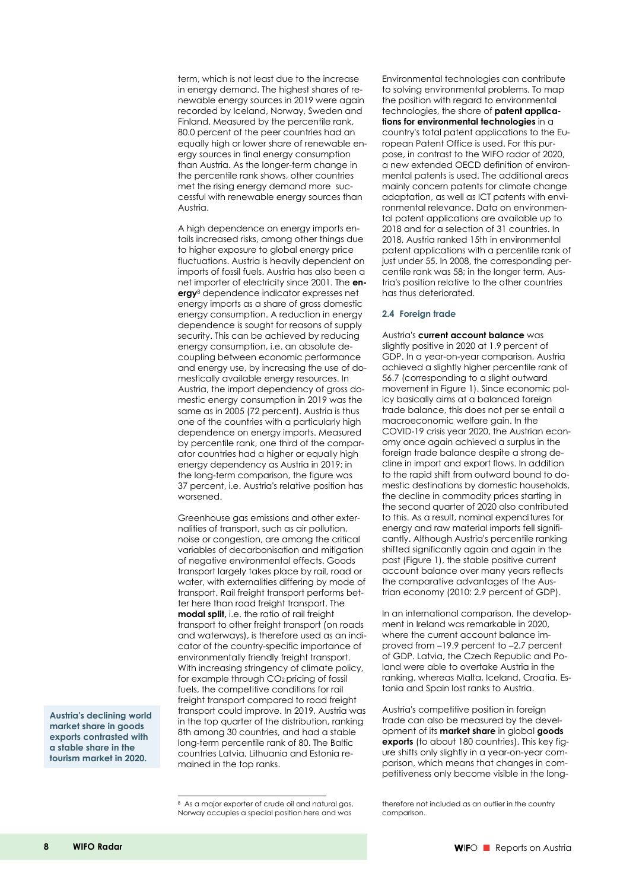term, which is not least due to the increase in energy demand. The highest shares of renewable energy sources in 2019 were again recorded by Iceland, Norway, Sweden and Finland. Measured by the percentile rank, 80.0 percent of the peer countries had an equally high or lower share of renewable energy sources in final energy consumption than Austria. As the longer-term change in the percentile rank shows, other countries met the rising energy demand more successful with renewable energy sources than Austria.

A high dependence on energy imports entails increased risks, among other things due to higher exposure to global energy price fluctuations. Austria is heavily dependent on imports of fossil fuels. Austria has also been a net importer of electricity since 2001. The **energy**[8] dependence indicator expresses net energy imports as a share of gross domestic energy consumption. A reduction in energy dependence is sought for reasons of supply security. This can be achieved by reducing energy consumption, i.e. an absolute decoupling between economic performance and energy use, by increasing the use of domestically available energy resources. In Austria, the import dependency of gross domestic energy consumption in 2019 was the same as in 2005 (72 percent). Austria is thus one of the countries with a particularly high dependence on energy imports. Measured by percentile rank, one third of the comparator countries had a higher or equally high energy dependency as Austria in 2019; in the long-term comparison, the figure was 37 percent, i.e. Austria's relative position has worsened.

Greenhouse gas emissions and other externalities of transport, such as air pollution, noise or congestion, are among the critical variables of decarbonisation and mitigation of negative environmental effects. Goods transport largely takes place by rail, road or water, with externalities differing by mode of transport. Rail freight transport performs better here than road freight transport. The **modal split,** i.e. the ratio of rail freight transport to other freight transport (on roads and waterways), is therefore used as an indicator of the country-specific importance of environmentally friendly freight transport. With increasing stringency of climate policy, for example through $CO_2$ pricing of fossil fuels, the competitive conditions for rail freight transport compared to road freight transport could improve. In 2019, Austria was in the top quarter of the distribution, ranking 8th among 30 countries, and had a stable long-term percentile rank of 80. The Baltic countries Latvia, Lithuania and Estonia remained in the top ranks.

Environmental technologies can contribute to solving environmental problems. To map the position with regard to environmental technologies, the share of **patent applications for environmental technologies** in a country's total patent applications to the European Patent Office is used. For this purpose, in contrast to the WIFO radar of 2020, a new extended OECD definition of environmental patents is used. The additional areas mainly concern patents for climate change adaptation, as well as ICT patents with environmental relevance. Data on environmental patent applications are available up to 2018 and for a selection of 31 countries. In 2018, Austria ranked 15th in environmental patent applications with a percentile rank of just under 55. In 2008, the corresponding percentile rank was 58; in the longer term, Austria's position relative to the other countries has thus deteriorated.

### 2.4 Foreign trade

Austria's **current account balance** was slightly positive in 2020 at 1.9 percent of GDP. In a year-on-year comparison, Austria achieved a slightly higher percentile rank of 56.7 (corresponding to a slight outward movement in Figure 1). Since economic policy basically aims at a balanced foreign trade balance, this does not per se entail a macroeconomic welfare gain. In the COVID-19 crisis year 2020, the Austrian economy once again achieved a surplus in the foreign trade balance despite a strong decline in import and export flows. In addition to the rapid shift from outward bound to domestic destinations by domestic households, the decline in commodity prices starting in the second quarter of 2020 also contributed to this. As a result, nominal expenditures for energy and raw material imports fell significantly. Although Austria's percentile ranking shifted significantly again and again in the past (Figure 1), the stable positive current account balance over many years reflects the comparative advantages of the Austrian economy (2010: 2.9 percent of GDP).

In an international comparison, the development in Ireland was remarkable in 2020, where the current account balance improved from –19.9 percent to –2.7 percent of GDP. Latvia, the Czech Republic and Poland were able to overtake Austria in the ranking, whereas Malta, Iceland, Croatia, Estonia and Spain lost ranks to Austria.

**Austria's declining world market share in goods exports contrasted with a stable share in the tourism market in 2020.**

Austria's competitive position in foreign trade can also be measured by the development of its **market share** in global **goods exports** (to about 180 countries). This key figure shifts only slightly in a year-on-year comparison, which means that changes in competitiveness only become visible in the long-

[8] As a major exporter of crude oil and natural gas, Norway occupies a special position here and was therefore not included as an outlier in the country comparison.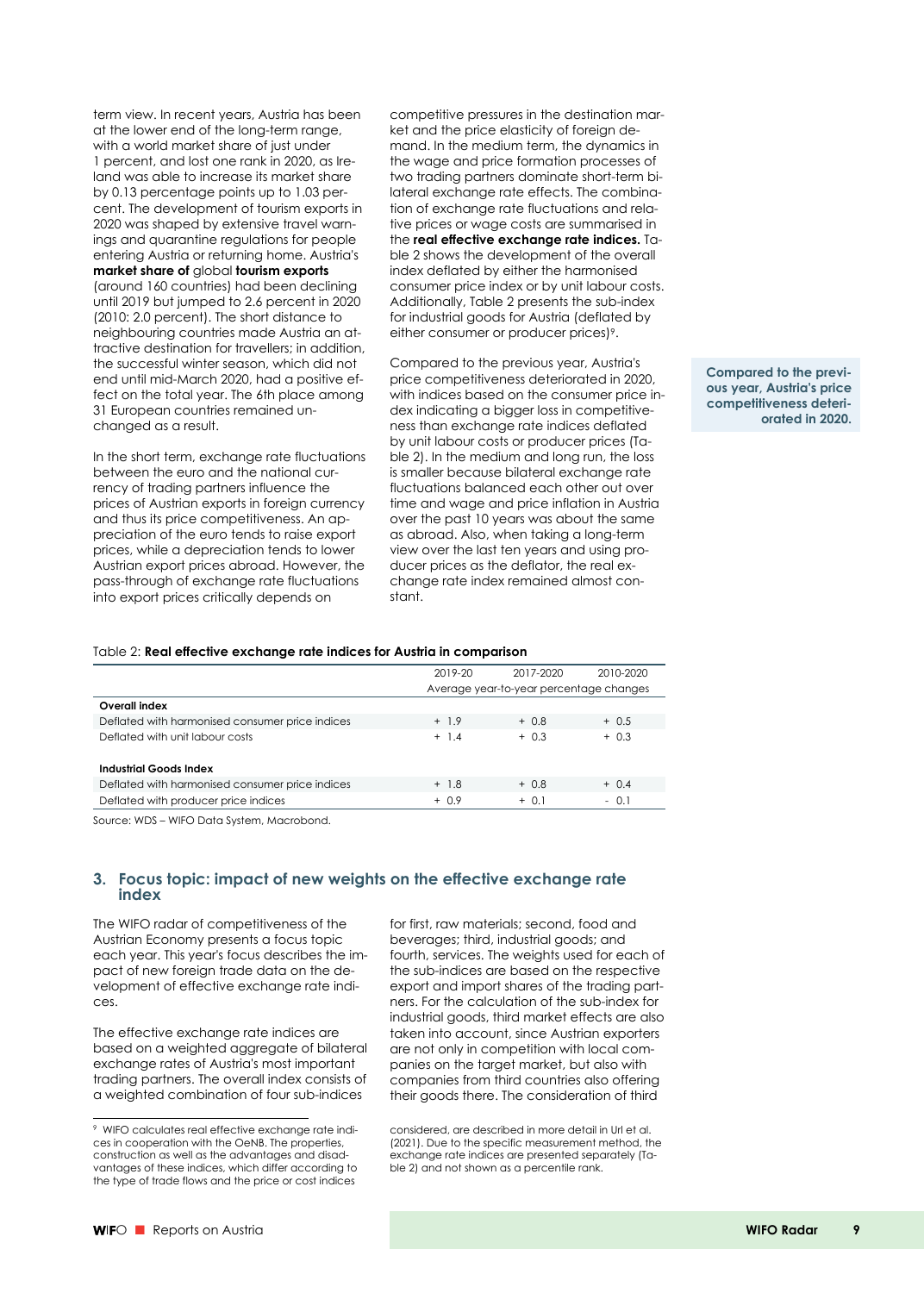term view. In recent years, Austria has been at the lower end of the long-term range, with a world market share of just under 1 percent, and lost one rank in 2020, as Ireland was able to increase its market share by 0.13 percentage points up to 1.03 percent. The development of tourism exports in 2020 was shaped by extensive travel warnings and quarantine regulations for people entering Austria or returning home. Austria's **market share of** global **tourism exports** (around 160 countries) had been declining until 2019 but jumped to 2.6 percent in 2020 (2010: 2.0 percent). The short distance to neighbouring countries made Austria an attractive destination for travellers; in addition, the successful winter season, which did not end until mid-March 2020, had a positive effect on the total year. The 6th place among 31 European countries remained unchanged as a result.

In the short term, exchange rate fluctuations between the euro and the national currency of trading partners influence the prices of Austrian exports in foreign currency and thus its price competitiveness. An appreciation of the euro tends to raise export prices, while a depreciation tends to lower Austrian export prices abroad. However, the pass-through of exchange rate fluctuations into export prices critically depends on competitive pressures in the destination market and the price elasticity of foreign demand. In the medium term, the dynamics in the wage and price formation processes of two trading partners dominate short-term bilateral exchange rate effects. The combination of exchange rate fluctuations and relative prices or wage costs are summarised in the **real effective exchange rate indices.** Table 2 shows the development of the overall index deflated by either the harmonised consumer price index or by unit labour costs. Additionally, Table 2 presents the sub-index for industrial goods for Austria (deflated by either consumer or producer prices)[9].

Compared to the previous year, Austria's price competitiveness deteriorated in 2020, with indices based on the consumer price index indicating a bigger loss in competitiveness than exchange rate indices deflated by unit labour costs or producer prices (Table 2). In the medium and long run, the loss is smaller because bilateral exchange rate fluctuations balanced each other out over time and wage and price inflation in Austria over the past 10 years was about the same as abroad. Also, when taking a long-term view over the last ten years and using producer prices as the deflator, the real exchange rate index remained almost constant.

**Compared to the previous year, Austria's price competitiveness deteriorated in 2020.**

Table 2: **Real effective exchange rate indices for Austria in comparison**

| | 2019-20 | 2017-2020 | 2010-2020 |
|---|---|---|---|
| | Average year-to-year percentage changes | | |
| **Overall index** | | | |
| Deflated with harmonised consumer price indices | + 1.9 | + 0.8 | + 0.5 |
| Deflated with unit labour costs | + 1.4 | + 0.3 | + 0.3 |
| **Industrial Goods Index** | | | |
| Deflated with harmonised consumer price indices | + 1.8 | + 0.8 | + 0.4 |
| Deflated with producer price indices | + 0.9 | + 0.1 | - 0.1 |

Source: WDS – WIFO Data System, Macrobond.

## 3. Focus topic: impact of new weights on the effective exchange rate index

The WIFO radar of competitiveness of the Austrian Economy presents a focus topic each year. This year's focus describes the impact of new foreign trade data on the development of effective exchange rate indices.

The effective exchange rate indices are based on a weighted aggregate of bilateral exchange rates of Austria's most important trading partners. The overall index consists of a weighted combination of four sub-indices for first, raw materials; second, food and beverages; third, industrial goods; and fourth, services. The weights used for each of the sub-indices are based on the respective export and import shares of the trading partners. For the calculation of the sub-index for industrial goods, third market effects are also taken into account, since Austrian exporters are not only in competition with local companies on the target market, but also with companies from third countries also offering their goods there. The consideration of third

[9] WIFO calculates real effective exchange rate indices in cooperation with the OeNB. The properties, construction as well as the advantages and disadvantages of these indices, which differ according to the type of trade flows and the price or cost indices considered, are described in more detail in Url et al. (2021). Due to the specific measurement method, the exchange rate indices are presented separately (Table 2) and not shown as a percentile rank.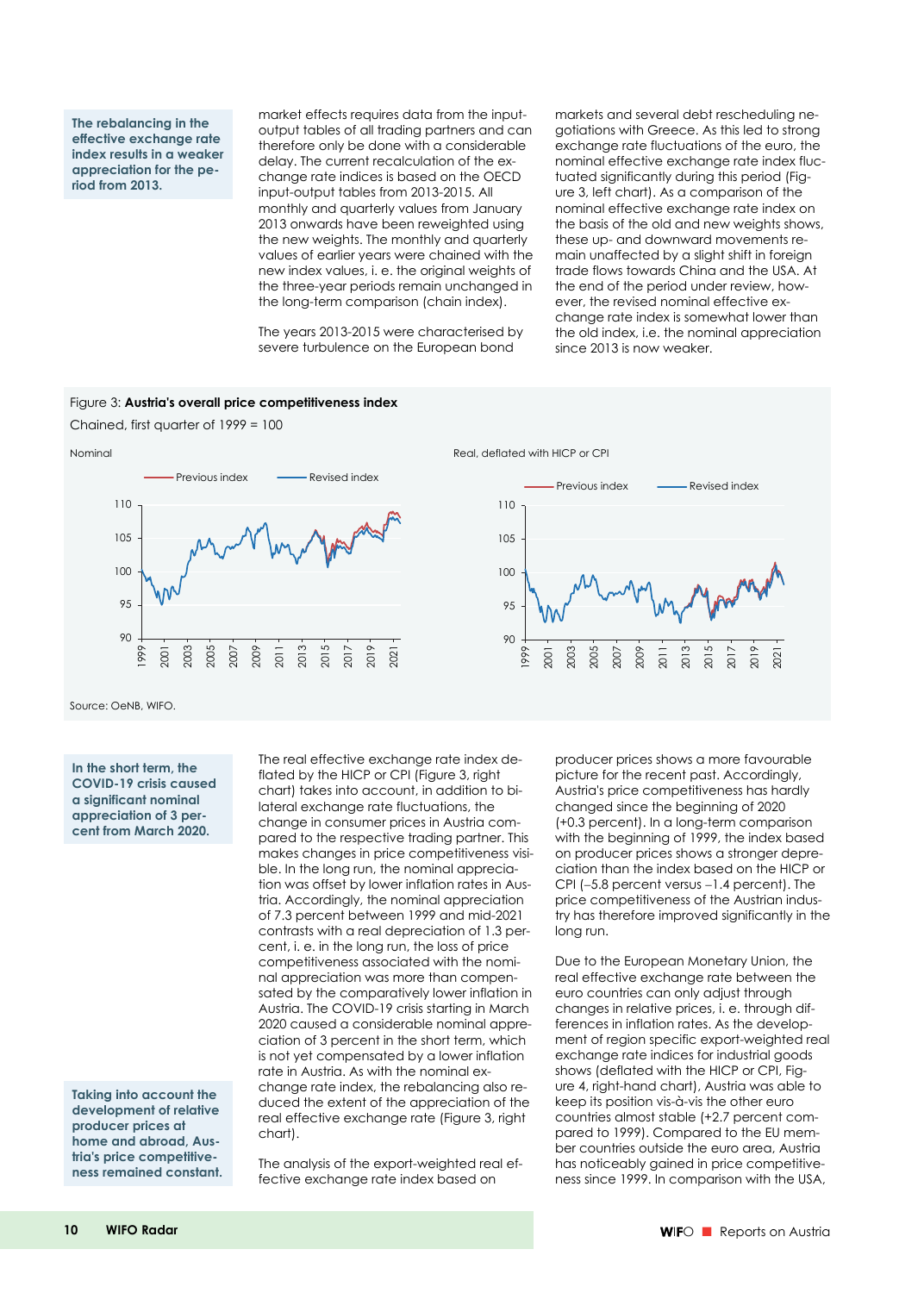**The rebalancing in the effective exchange rate index results in a weaker appreciation for the period from 2013.**

market effects requires data from the input-output tables of all trading partners and can therefore only be done with a considerable delay. The current recalculation of the exchange rate indices is based on the OECD input-output tables from 2013-2015. All monthly and quarterly values from January 2013 onwards have been reweighted using the new weights. The monthly and quarterly values of earlier years were chained with the new index values, i. e. the original weights of the three-year periods remain unchanged in the long-term comparison (chain index).

The years 2013-2015 were characterised by severe turbulence on the European bond markets and several debt rescheduling negotiations with Greece. As this led to strong exchange rate fluctuations of the euro, the nominal effective exchange rate index fluctuated significantly during this period (Figure 3, left chart). As a comparison of the nominal effective exchange rate index on the basis of the old and new weights shows, these up- and downward movements remain unaffected by a slight shift in foreign trade flows towards China and the USA. At the end of the period under review, however, the revised nominal effective exchange rate index is somewhat lower than the old index, i.e. the nominal appreciation since 2013 is now weaker.

Figure 3: **Austria's overall price competitiveness index**

Chained, first quarter of 1999 = 100

Nominal — Previous index, Revised index

Real, deflated with HICP or CPI — Previous index, Revised index

Source: OeNB, WIFO.

**In the short term, the COVID-19 crisis caused a significant nominal appreciation of 3 percent from March 2020.**

The real effective exchange rate index deflated by the HICP or CPI (Figure 3, right chart) takes into account, in addition to bilateral exchange rate fluctuations, the change in consumer prices in Austria compared to the respective trading partner. This makes changes in price competitiveness visible. In the long run, the nominal appreciation was offset by lower inflation rates in Austria. Accordingly, the nominal appreciation of 7.3 percent between 1999 and mid-2021 contrasts with a real depreciation of 1.3 percent, i. e. in the long run, the loss of price competitiveness associated with the nominal appreciation was more than compensated by the comparatively lower inflation in Austria. The COVID-19 crisis starting in March 2020 caused a considerable nominal appreciation of 3 percent in the short term, which is not yet compensated by a lower inflation rate in Austria. As with the nominal exchange rate index, the rebalancing also reduced the extent of the appreciation of the real effective exchange rate (Figure 3, right chart).

**Taking into account the development of relative producer prices at home and abroad, Austria's price competitiveness remained constant.**

The analysis of the export-weighted real effective exchange rate index based on producer prices shows a more favourable picture for the recent past. Accordingly, Austria's price competitiveness has hardly changed since the beginning of 2020 (+0.3 percent). In a long-term comparison with the beginning of 1999, the index based on producer prices shows a stronger depreciation than the index based on the HICP or CPI (–5.8 percent versus –1.4 percent). The price competitiveness of the Austrian industry has therefore improved significantly in the long run.

Due to the European Monetary Union, the real effective exchange rate between the euro countries can only adjust through changes in relative prices, i. e. through differences in inflation rates. As the development of region specific export-weighted real exchange rate indices for industrial goods shows (deflated with the HICP or CPI, Figure 4, right-hand chart), Austria was able to keep its position vis-à-vis the other euro countries almost stable (+2.7 percent compared to 1999). Compared to the EU member countries outside the euro area, Austria has noticeably gained in price competitiveness since 1999. In comparison with the USA,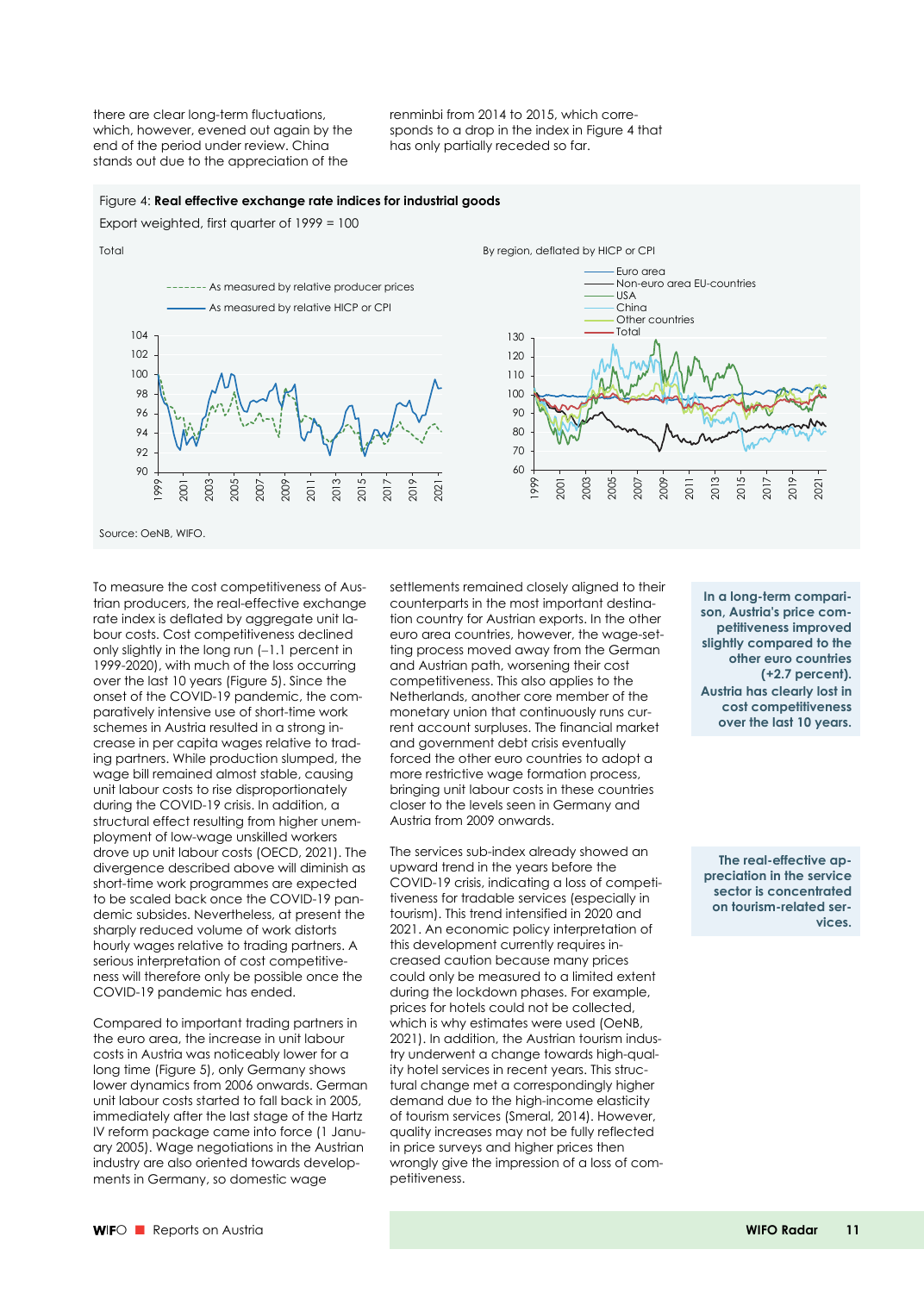there are clear long-term fluctuations, which, however, evened out again by the end of the period under review. China stands out due to the appreciation of the renminbi from 2014 to 2015, which corresponds to a drop in the index in Figure 4 that has only partially receded so far.

Figure 4: **Real effective exchange rate indices for industrial goods**

Export weighted, first quarter of 1999 = 100

Total

By region, deflated by HICP or CPI

Source: OeNB, WIFO.

To measure the cost competitiveness of Austrian producers, the real-effective exchange rate index is deflated by aggregate unit labour costs. Cost competitiveness declined only slightly in the long run (–1.1 percent in 1999-2020), with much of the loss occurring over the last 10 years (Figure 5). Since the onset of the COVID-19 pandemic, the comparatively intensive use of short-time work schemes in Austria resulted in a strong increase in per capita wages relative to trading partners. While production slumped, the wage bill remained almost stable, causing unit labour costs to rise disproportionately during the COVID-19 crisis. In addition, a structural effect resulting from higher unemployment of low-wage unskilled workers drove up unit labour costs (OECD, 2021). The divergence described above will diminish as short-time work programmes are expected to be scaled back once the COVID-19 pandemic subsides. Nevertheless, at present the sharply reduced volume of work distorts hourly wages relative to trading partners. A serious interpretation of cost competitiveness will therefore only be possible once the COVID-19 pandemic has ended.

**In a long-term comparison, Austria's price competitiveness improved slightly compared to the other euro countries (+2.7 percent). Austria has clearly lost in cost competitiveness over the last 10 years.**

Compared to important trading partners in the euro area, the increase in unit labour costs in Austria was noticeably lower for a long time (Figure 5), only Germany shows lower dynamics from 2006 onwards. German unit labour costs started to fall back in 2005, immediately after the last stage of the Hartz IV reform package came into force (1 January 2005). Wage negotiations in the Austrian industry are also oriented towards developments in Germany, so domestic wage settlements remained closely aligned to their counterparts in the most important destination country for Austrian exports. In the other euro area countries, however, the wage-setting process moved away from the German and Austrian path, worsening their cost competitiveness. This also applies to the Netherlands, another core member of the monetary union that continuously runs current account surpluses. The financial market and government debt crisis eventually forced the other euro countries to adopt a more restrictive wage formation process, bringing unit labour costs in these countries closer to the levels seen in Germany and Austria from 2009 onwards.

**The real-effective appreciation in the service sector is concentrated on tourism-related services.**

The services sub-index already showed an upward trend in the years before the COVID-19 crisis, indicating a loss of competitiveness for tradable services (especially in tourism). This trend intensified in 2020 and 2021. An economic policy interpretation of this development currently requires increased caution because many prices could only be measured to a limited extent during the lockdown phases. For example, prices for hotels could not be collected, which is why estimates were used (OeNB, 2021). In addition, the Austrian tourism industry underwent a change towards high-quality hotel services in recent years. This structural change met a correspondingly higher demand due to the high-income elasticity of tourism services (Smeral, 2014). However, quality increases may not be fully reflected in price surveys and higher prices then wrongly give the impression of a loss of competitiveness.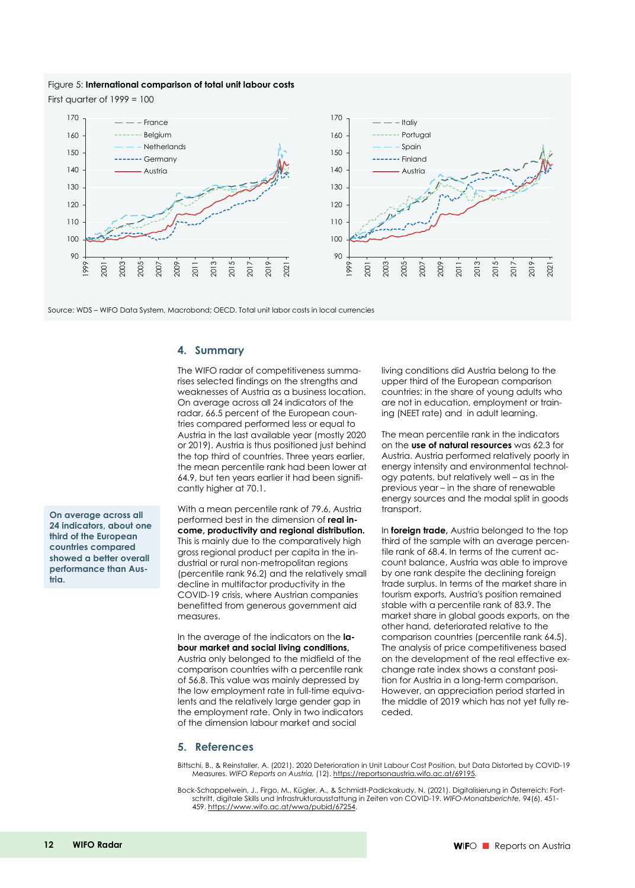Figure 5: **International comparison of total unit labour costs**

First quarter of 1999 = 100

Source: WDS – WIFO Data System, Macrobond; OECD. Total unit labor costs in local currencies

## 4. Summary

The WIFO radar of competitiveness summarises selected findings on the strengths and weaknesses of Austria as a business location. On average across all 24 indicators of the radar, 66.5 percent of the European countries compared performed less or equal to Austria in the last available year (mostly 2020 or 2019). Austria is thus positioned just behind the top third of countries. Three years earlier, the mean percentile rank had been lower at 64.9, but ten years earlier it had been significantly higher at 70.1.

**On average across all 24 indicators, about one third of the European countries compared showed a better overall performance than Austria.**

With a mean percentile rank of 79.6, Austria performed best in the dimension of **real income, productivity and regional distribution.** This is mainly due to the comparatively high gross regional product per capita in the industrial or rural non-metropolitan regions (percentile rank 96.2) and the relatively small decline in multifactor productivity in the COVID-19 crisis, where Austrian companies benefitted from generous government aid measures.

In the average of the indicators on the **labour market and social living conditions,** Austria only belonged to the midfield of the comparison countries with a percentile rank of 56.8. This value was mainly depressed by the low employment rate in full-time equivalents and the relatively large gender gap in the employment rate. Only in two indicators of the dimension labour market and social living conditions did Austria belong to the upper third of the European comparison countries: in the share of young adults who are not in education, employment or training (NEET rate) and in adult learning.

The mean percentile rank in the indicators on the **use of natural resources** was 62.3 for Austria. Austria performed relatively poorly in energy intensity and environmental technology patents, but relatively well – as in the previous year – in the share of renewable energy sources and the modal split in goods transport.

In **foreign trade,** Austria belonged to the top third of the sample with an average percentile rank of 68.4. In terms of the current account balance, Austria was able to improve by one rank despite the declining foreign trade surplus. In terms of the market share in tourism exports, Austria's position remained stable with a percentile rank of 83.9. The market share in global goods exports, on the other hand, deteriorated relative to the comparison countries (percentile rank 64.5). The analysis of price competitiveness based on the development of the real effective exchange rate index shows a constant position for Austria in a long-term comparison. However, an appreciation period started in the middle of 2019 which has not yet fully receded.

## 5. References

Bittschi, B., & Reinstaller, A. (2021). 2020 Deterioration in Unit Labour Cost Position, but Data Distorted by COVID-19 Measures. *WIFO Reports on Austria*, (12). https://reportsonaustria.wifo.ac.at/69195.

Bock-Schappelwein, J., Firgo, M., Kügler, A., & Schmidt-Padickakudy, N. (2021). Digitalisierung in Österreich: Fortschritt, digitale Skills und Infrastrukturausstattung in Zeiten von COVID-19. *WIFO-Monatsberichte*, 94(6), 451-459. https://www.wifo.ac.at/wwa/pubid/67254.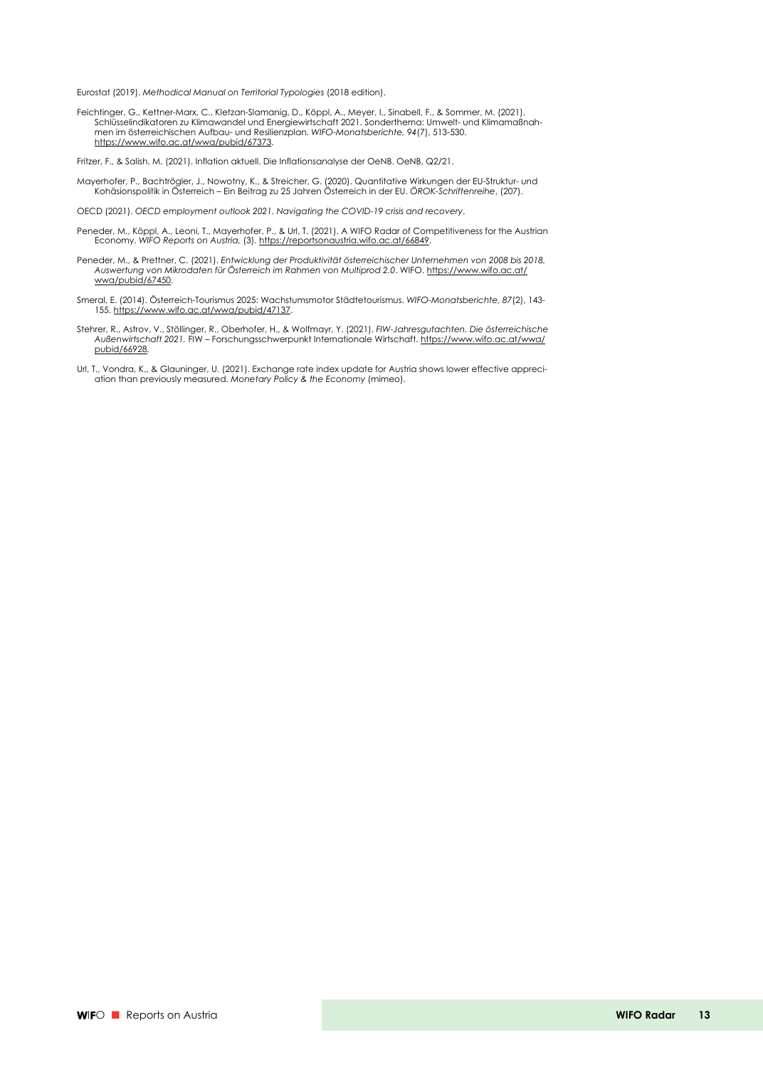Eurostat (2019). *Methodical Manual on Territorial Typologies* (2018 edition).

Feichtinger, G., Kettner-Marx, C., Kletzan-Slamanig, D., Köppl, A., Meyer, I., Sinabell, F., & Sommer, M. (2021). Schlüsselindikatoren zu Klimawandel und Energiewirtschaft 2021. Sonderthema: Umwelt- und Klimamaßnahmen im österreichischen Aufbau- und Resilienzplan. *WIFO-Monatsberichte, 94*(7), 513-530. https://www.wifo.ac.at/wwa/pubid/67373.

Fritzer, F., & Salish, M. (2021). Inflation aktuell. Die Inflationsanalyse der OeNB. OeNB, Q2/21.

Mayerhofer, P., Bachtrögler, J., Nowotny, K., & Streicher, G. (2020). Quantitative Wirkungen der EU-Struktur- und Kohäsionspolitik in Österreich – Ein Beitrag zu 25 Jahren Österreich in der EU. *ÖROK-Schriftenreihe*, (207).

OECD (2021). *OECD employment outlook 2021. Navigating the COVID-19 crisis and recovery*.

Peneder, M., Köppl, A., Leoni, T., Mayerhofer, P., & Url, T. (2021). A WIFO Radar of Competitiveness for the Austrian Economy. *WIFO Reports on Austria,* (3). https://reportsonaustria.wifo.ac.at/66849.

Peneder, M., & Prettner, C. (2021). *Entwicklung der Produktivität österreichischer Unternehmen von 2008 bis 2018. Auswertung von Mikrodaten für Österreich im Rahmen von Multiprod 2.0*. WIFO. https://www.wifo.ac.at/wwa/pubid/67450.

Smeral, E. (2014). Österreich-Tourismus 2025: Wachstumsmotor Städtetourismus. *WIFO-Monatsberichte, 87*(2), 143-155. https://www.wifo.ac.at/wwa/pubid/47137.

Stehrer, R., Astrov, V., Stöllinger, R., Oberhofer, H., & Wolfmayr, Y. (2021). *FIW-Jahresgutachten. Die österreichische Außenwirtschaft 2021.* FIW – Forschungsschwerpunkt Internationale Wirtschaft. https://www.wifo.ac.at/wwa/pubid/66928.

Url, T., Vondra, K., & Glauninger, U. (2021). Exchange rate index update for Austria shows lower effective appreciation than previously measured. *Monetary Policy & the Economy* (mimeo).